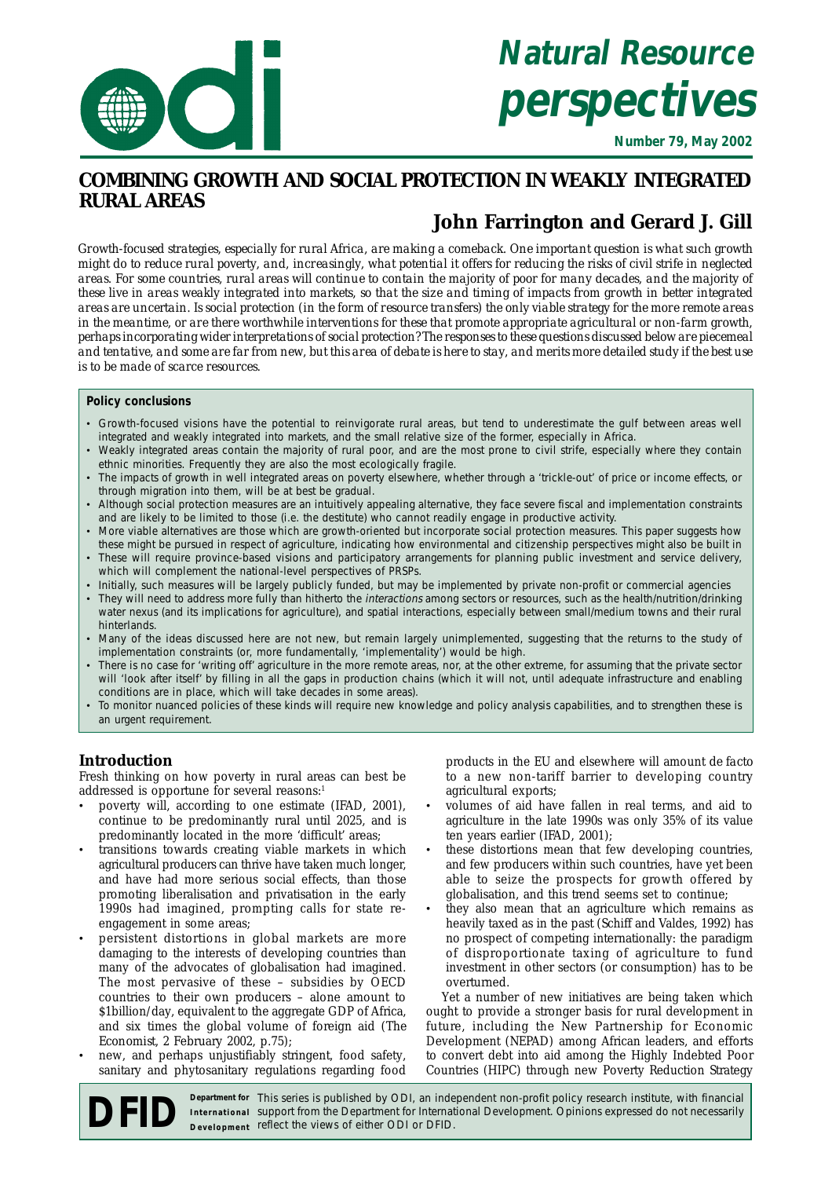# Natural Resource perspectives

**Number 79, May 2002**

## COMBINING GROWTH AND SOCIAL PROTECTION IN WEAKLY INTEGRATED RURAL AREAS

### John Farrington and Gerard J. Gill

*Growth-focused strategies, especially for rural Africa, are making a comeback. One important question is what such growth might do to reduce rural poverty, and, increasingly, what potential it offers for reducing the risks of civil strife in neglected areas. For some countries, rural areas will continue to contain the majority of poor for many decades, and the majority of these live in areas weakly integrated into markets, so that the size and timing of impacts from growth in better integrated areas are uncertain. Is social protection (in the form of resource transfers) the only viable strategy for the more remote areas in the meantime, or are there worthwhile interventions for these that promote appropriate agricultural or non-farm growth, perhaps incorporating wider interpretations of social protection? The responses to these questions discussed below are piecemeal and tentative, and some are far from new, but this area of debate is here to stay, and merits more detailed study if the best use is to be made of scarce resources.*

**Policy conclusions**

- Growth-focused visions have the potential to reinvigorate rural areas, but tend to underestimate the gulf between areas well integrated and weakly integrated into markets, and the small relative size of the former, especially in Africa.
- Weakly integrated areas contain the majority of rural poor, and are the most prone to civil strife, especially where they contain ethnic minorities. Frequently they are also the most ecologically fragile.
- The impacts of growth in well integrated areas on poverty elsewhere, whether through a 'trickle-out' of price or income effects, or through migration into them, will be at best be gradual.
- Although social protection measures are an intuitively appealing alternative, they face severe fiscal and implementation constraints and are likely to be limited to those (i.e. the destitute) who cannot readily engage in productive activity.
- More viable alternatives are those which are growth-oriented but incorporate social protection measures. This paper suggests how these might be pursued in respect of agriculture, indicating how environmental and citizenship perspectives might also be built in
- These will require province-based visions and participatory arrangements for planning public investment and service delivery, which will complement the national-level perspectives of PRSPs.
- Initially, such measures will be largely publicly funded, but may be implemented by private non-profit or commercial agencies
- They will need to address more fully than hitherto the *interactions* among sectors or resources, such as the health/nutrition/drinking water nexus (and its implications for agriculture), and spatial interactions, especially between small/medium towns and their rural hinterlands.
- Many of the ideas discussed here are not new, but remain largely unimplemented, suggesting that the returns to the study of implementation constraints (or, more fundamentally, 'implementability') would be high.
- There is no case for 'writing off' agriculture in the more remote areas, nor, at the other extreme, for assuming that the private sector will 'look after itself' by filling in all the gaps in production chains (which it will not, until adequate infrastructure and enabling conditions are in place, which will take decades in some areas).
- To monitor nuanced policies of these kinds will require new knowledge and policy analysis capabilities, and to strengthen these is an urgent requirement.

### Introduction

Fresh thinking on how poverty in rural areas can best be addressed is opportune for several reasons:[1]

- poverty will, according to one estimate (IFAD, 2001), continue to be predominantly rural until 2025, and is predominantly located in the more 'difficult' areas;
- transitions towards creating viable markets in which agricultural producers can thrive have taken much longer, and have had more serious social effects, than those promoting liberalisation and privatisation in the early 1990s had imagined, prompting calls for state re-engagement in some areas;
- persistent distortions in global markets are more damaging to the interests of developing countries than many of the advocates of globalisation had imagined. The most pervasive of these – subsidies by OECD countries to their own producers – alone amount to \$1billion/day, equivalent to the aggregate GDP of Africa, and six times the global volume of foreign aid (The Economist, 2 February 2002, p.75);
- new, and perhaps unjustifiably stringent, food safety, sanitary and phytosanitary regulations regarding food products in the EU and elsewhere will amount de facto to a new non-tariff barrier to developing country agricultural exports;
- volumes of aid have fallen in real terms, and aid to agriculture in the late 1990s was only 35% of its value ten years earlier (IFAD, 2001);
- these distortions mean that few developing countries, and few producers within such countries, have yet been able to seize the prospects for growth offered by globalisation, and this trend seems set to continue;
- they also mean that an agriculture which remains as heavily taxed as in the past (Schiff and Valdes, 1992) has no prospect of competing internationally: the paradigm of disproportionate taxing of agriculture to fund investment in other sectors (or consumption) has to be overturned.

Yet a number of new initiatives are being taken which ought to provide a stronger basis for rural development in future, including the New Partnership for Economic Development (NEPAD) among African leaders, and efforts to convert debt into aid among the Highly Indebted Poor Countries (HIPC) through new Poverty Reduction Strategy

**DFID** Department for International Development — This series is published by ODI, an independent non-profit policy research institute, with financial support from the Department for International Development. Opinions expressed do not necessarily reflect the views of either ODI or DFID.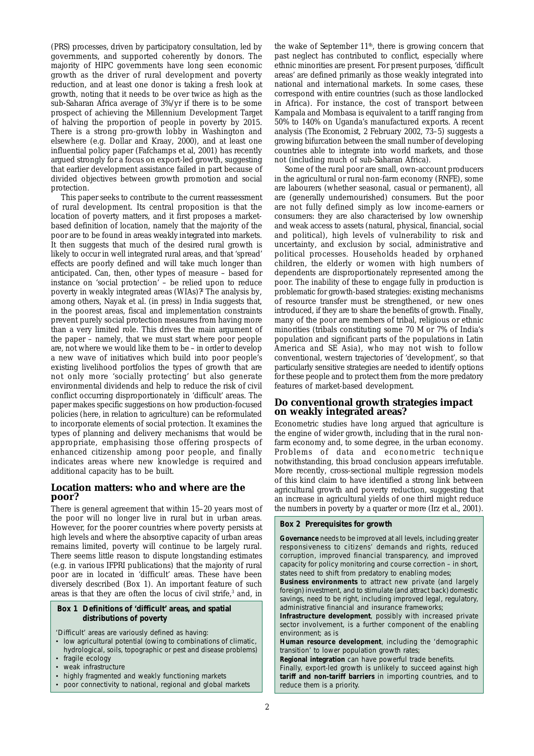(PRS) processes, driven by participatory consultation, led by governments, and supported coherently by donors. The majority of HIPC governments have long seen economic growth as the driver of rural development and poverty reduction, and at least one donor is taking a fresh look at growth, noting that it needs to be over twice as high as the sub-Saharan Africa average of 3%/yr if there is to be some prospect of achieving the Millennium Development Target of halving the proportion of people in poverty by 2015. There is a strong pro-growth lobby in Washington and elsewhere (e.g. Dollar and Kraay, 2000), and at least one influential policy paper (Fafchamps et al, 2001) has recently argued strongly for a focus on export-led growth, suggesting that earlier development assistance failed in part because of divided objectives between growth promotion and social protection.

This paper seeks to contribute to the current reassessment of rural development. Its central proposition is that the location of poverty matters, and it first proposes a market-based definition of location, namely that the majority of the poor are to be found in areas *weakly integrated* into markets. It then suggests that much of the desired rural growth is likely to occur in well integrated rural areas, and that 'spread' effects are poorly defined and will take much longer than anticipated. Can, then, other types of measure – based for instance on 'social protection' – be relied upon to reduce poverty in weakly integrated areas (WIAs)?[2] The analysis by, among others, Nayak et al. (in press) in India suggests that, in the poorest areas, fiscal and implementation constraints prevent purely social protection measures from having more than a very limited role. This drives the main argument of the paper – namely, that we must start where poor people are, not where we would like them to be – in order to develop a new wave of initiatives which build into poor people's existing livelihood portfolios the types of growth that are not only more 'socially protecting' but also generate environmental dividends and help to reduce the risk of civil conflict occurring disproportionately in 'difficult' areas. The paper makes specific suggestions on how production-focused policies (here, in relation to agriculture) can be reformulated to incorporate elements of social protection. It examines the types of planning and delivery mechanisms that would be appropriate, emphasising those offering prospects of enhanced citizenship among poor people, and finally indicates areas where new knowledge is required and additional capacity has to be built.

## Location matters: who and where are the poor?

There is general agreement that within 15–20 years most of the poor will no longer live in rural but in urban areas. However, for the poorer countries where poverty persists at high levels and where the absorptive capacity of urban areas remains limited, poverty will continue to be largely rural. There seems little reason to dispute longstanding estimates (e.g. in various IFPRI publications) that the majority of rural poor are in located in 'difficult' areas. These have been diversely described (Box 1). An important feature of such areas is that they are often the locus of civil strife,[3] and, in the wake of September 11th, there is growing concern that past neglect has contributed to conflict, especially where ethnic minorities are present. For present purposes, 'difficult areas' are defined primarily as those weakly integrated into national and international markets. In some cases, these correspond with entire countries (such as those landlocked in Africa). For instance, the cost of transport between Kampala and Mombasa is equivalent to a tariff ranging from 50% to 140% on Uganda's manufactured exports. A recent analysis (The Economist, 2 February 2002, 73–5) suggests a growing bifurcation between the small number of developing countries able to integrate into world markets, and those not (including much of sub-Saharan Africa).

> **Box 1 Definitions of 'difficult' areas, and spatial distributions of poverty**
>
> 'Difficult' areas are variously defined as having:
> - low agricultural potential (owing to combinations of climatic, hydrological, soils, topographic or pest and disease problems)
> - fragile ecology
> - weak infrastructure
> - highly fragmented and weakly functioning markets
> - poor connectivity to national, regional and global markets

Some of the rural poor are small, own-account producers in the agricultural or rural non-farm economy (RNFE), some are labourers (whether seasonal, casual or permanent), all are (generally undernourished) consumers. But the poor are not fully defined simply as low income-earners or consumers: they are also characterised by low ownership and weak access to assets (natural, physical, financial, social and political), high levels of vulnerability to risk and uncertainty, and exclusion by social, administrative and political processes. Households headed by orphaned children, the elderly or women with high numbers of dependents are disproportionately represented among the poor. The inability of these to engage fully in production is problematic for growth-based strategies: existing mechanisms of resource transfer must be strengthened, or new ones introduced, if they are to share the benefits of growth. Finally, many of the poor are members of tribal, religious or ethnic minorities (tribals constituting some 70 M or 7% of India's population and significant parts of the populations in Latin America and SE Asia), who may not wish to follow conventional, western trajectories of 'development', so that particularly sensitive strategies are needed to identify options for these people and to protect them from the more predatory features of market-based development.

## Do conventional growth strategies impact on weakly integrated areas?

Econometric studies have long argued that agriculture is the engine of wider growth, including that in the rural non-farm economy and, to some degree, in the urban economy. Problems of data and econometric technique notwithstanding, this broad conclusion appears irrefutable. More recently, cross-sectional multiple regression models of this kind claim to have identified a strong link between agricultural growth and poverty reduction, suggesting that an increase in agricultural yields of one third might reduce the numbers in poverty by a quarter or more (Irz et al., 2001).

> **Box 2 Prerequisites for growth**
>
> **Governance** needs to be improved at all levels, including greater responsiveness to citizens' demands and rights, reduced corruption, improved financial transparency, and improved capacity for policy monitoring and course correction – in short, states need to shift from predatory to enabling modes;
>
> **Business environments** to attract new private (and largely foreign) investment, and to stimulate (and attract back) domestic savings, need to be right, including improved legal, regulatory, administrative financial and insurance frameworks;
>
> **Infrastructure development**, possibly with increased private sector involvement, is a further component of the enabling environment; as is
>
> **Human resource development**, including the 'demographic transition' to lower population growth rates;
>
> **Regional integration** can have powerful trade benefits.
>
> Finally, export-led growth is unlikely to succeed against high **tariff and non-tariff barriers** in importing countries, and to reduce them is a priority.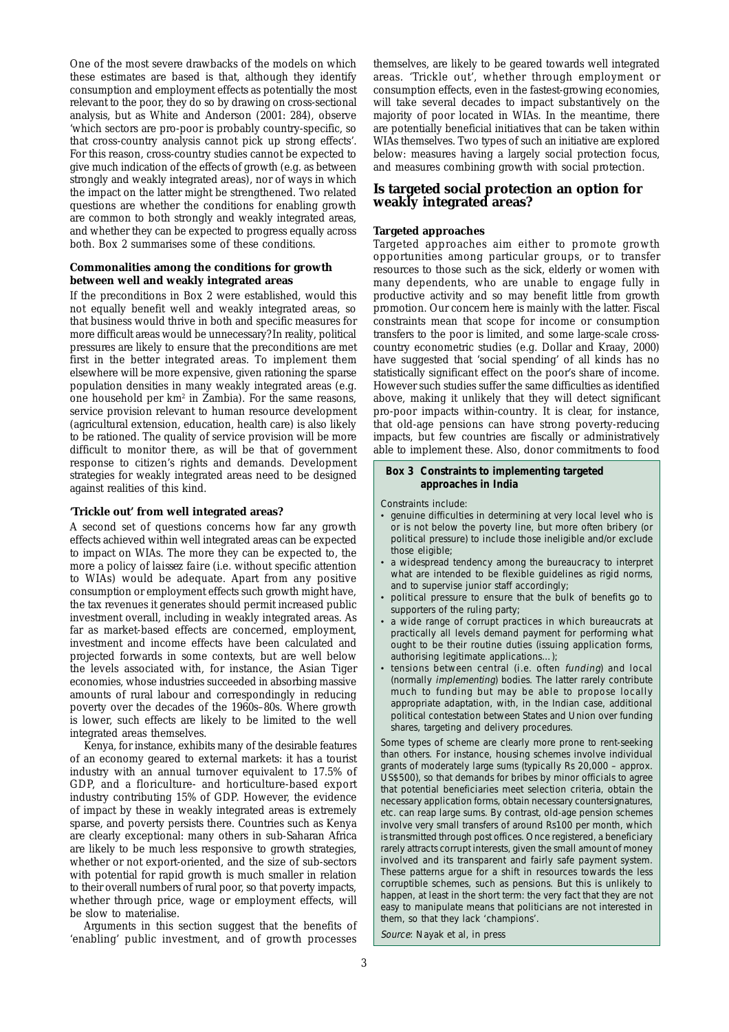One of the most severe drawbacks of the models on which these estimates are based is that, although they identify consumption and employment effects as potentially the most relevant to the poor, they do so by drawing on cross-sectional analysis, but as White and Anderson (2001: 284), observe 'which sectors are pro-poor is probably country-specific, so that cross-country analysis cannot pick up strong effects'. For this reason, cross-country studies cannot be expected to give much indication of the effects of growth (e.g. as between strongly and weakly integrated areas), nor of ways in which the impact on the latter might be strengthened. Two related questions are whether the conditions for enabling growth are common to both strongly and weakly integrated areas, and whether they can be expected to progress equally across both. Box 2 summarises some of these conditions.

#### Commonalities among the conditions for growth between well and weakly integrated areas

If the preconditions in Box 2 were established, would this not equally benefit well and weakly integrated areas, so that business would thrive in both and specific measures for more difficult areas would be unnecessary? In reality, political pressures are likely to ensure that the preconditions are met first in the better integrated areas. To implement them elsewhere will be more expensive, given rationing the sparse population densities in many weakly integrated areas (e.g. one household per km$^2$ in Zambia). For the same reasons, service provision relevant to human resource development (agricultural extension, education, health care) is also likely to be rationed. The quality of service provision will be more difficult to monitor there, as will be that of government response to citizen's rights and demands. Development strategies for weakly integrated areas need to be designed against realities of this kind.

#### 'Trickle out' from well integrated areas?

A second set of questions concerns how far any growth effects achieved within well integrated areas can be expected to impact on WIAs. The more they can be expected to, the more a policy of *laissez faire* (i.e. without specific attention to WIAs) would be adequate. Apart from any positive consumption or employment effects such growth might have, the tax revenues it generates should permit increased public investment overall, including in weakly integrated areas. As far as market-based effects are concerned, employment, investment and income effects have been calculated and projected forwards in some contexts, but are well below the levels associated with, for instance, the Asian Tiger economies, whose industries succeeded in absorbing massive amounts of rural labour and correspondingly in reducing poverty over the decades of the 1960s–80s. Where growth is lower, such effects are likely to be limited to the well integrated areas themselves.

Kenya, for instance, exhibits many of the desirable features of an economy geared to external markets: it has a tourist industry with an annual turnover equivalent to 17.5% of GDP, and a floriculture- and horticulture-based export industry contributing 15% of GDP. However, the evidence of impact by these in weakly integrated areas is extremely sparse, and poverty persists there. Countries such as Kenya are clearly exceptional: many others in sub-Saharan Africa are likely to be much less responsive to growth strategies, whether or not export-oriented, and the size of sub-sectors with potential for rapid growth is much smaller in relation to their overall numbers of rural poor, so that poverty impacts, whether through price, wage or employment effects, will be slow to materialise.

Arguments in this section suggest that the benefits of 'enabling' public investment, and of growth processes themselves, are likely to be geared towards well integrated areas. 'Trickle out', whether through employment or consumption effects, even in the fastest-growing economies, will take several decades to impact substantively on the majority of poor located in WIAs. In the meantime, there are potentially beneficial initiatives that can be taken within WIAs themselves. Two types of such an initiative are explored below: measures having a largely social protection focus, and measures combining growth with social protection.

## Is targeted social protection an option for weakly integrated areas?

#### Targeted approaches

Targeted approaches aim either to promote growth opportunities among particular groups, or to transfer resources to those such as the sick, elderly or women with many dependents, who are unable to engage fully in productive activity and so may benefit little from growth promotion. Our concern here is mainly with the latter. Fiscal constraints mean that scope for income or consumption transfers to the poor is limited, and some large-scale cross-country econometric studies (e.g. Dollar and Kraay, 2000) have suggested that 'social spending' of all kinds has no statistically significant effect on the poor's share of income. However such studies suffer the same difficulties as identified above, making it unlikely that they will detect significant pro-poor impacts within-country. It is clear, for instance, that old-age pensions can have strong poverty-reducing impacts, but few countries are fiscally or administratively able to implement these. Also, donor commitments to food

> **Box 3 Constraints to implementing targeted approaches in India**
>
> Constraints include:
>
> - genuine difficulties in determining at very local level who is or is not below the poverty line, but more often bribery (or political pressure) to include those ineligible and/or exclude those eligible;
> - a widespread tendency among the bureaucracy to interpret what are intended to be flexible guidelines as rigid norms, and to supervise junior staff accordingly;
> - political pressure to ensure that the bulk of benefits go to supporters of the ruling party;
> - a wide range of corrupt practices in which bureaucrats at practically all levels demand payment for performing what ought to be their routine duties (issuing application forms, authorising legitimate applications…);
> - tensions between central (i.e. often *funding*) and local (normally *implementing*) bodies. The latter rarely contribute much to funding but may be able to propose locally appropriate adaptation, with, in the Indian case, additional political contestation between States and Union over funding shares, targeting and delivery procedures.
>
> Some types of scheme are clearly more prone to rent-seeking than others. For instance, housing schemes involve individual grants of moderately large sums (typically Rs 20,000 – approx. US$500), so that demands for bribes by minor officials to agree that potential beneficiaries meet selection criteria, obtain the necessary application forms, obtain necessary countersignatures, etc. can reap large sums. By contrast, old-age pension schemes involve very small transfers of around Rs100 per month, which is transmitted through post offices. Once registered, a beneficiary rarely attracts corrupt interests, given the small amount of money involved and its transparent and fairly safe payment system. These patterns argue for a shift in resources towards the less corruptible schemes, such as pensions. But this is unlikely to happen, at least in the short term: the very fact that they are not easy to manipulate means that politicians are not interested in them, so that they lack 'champions'.
>
> *Source*: Nayak et al, in press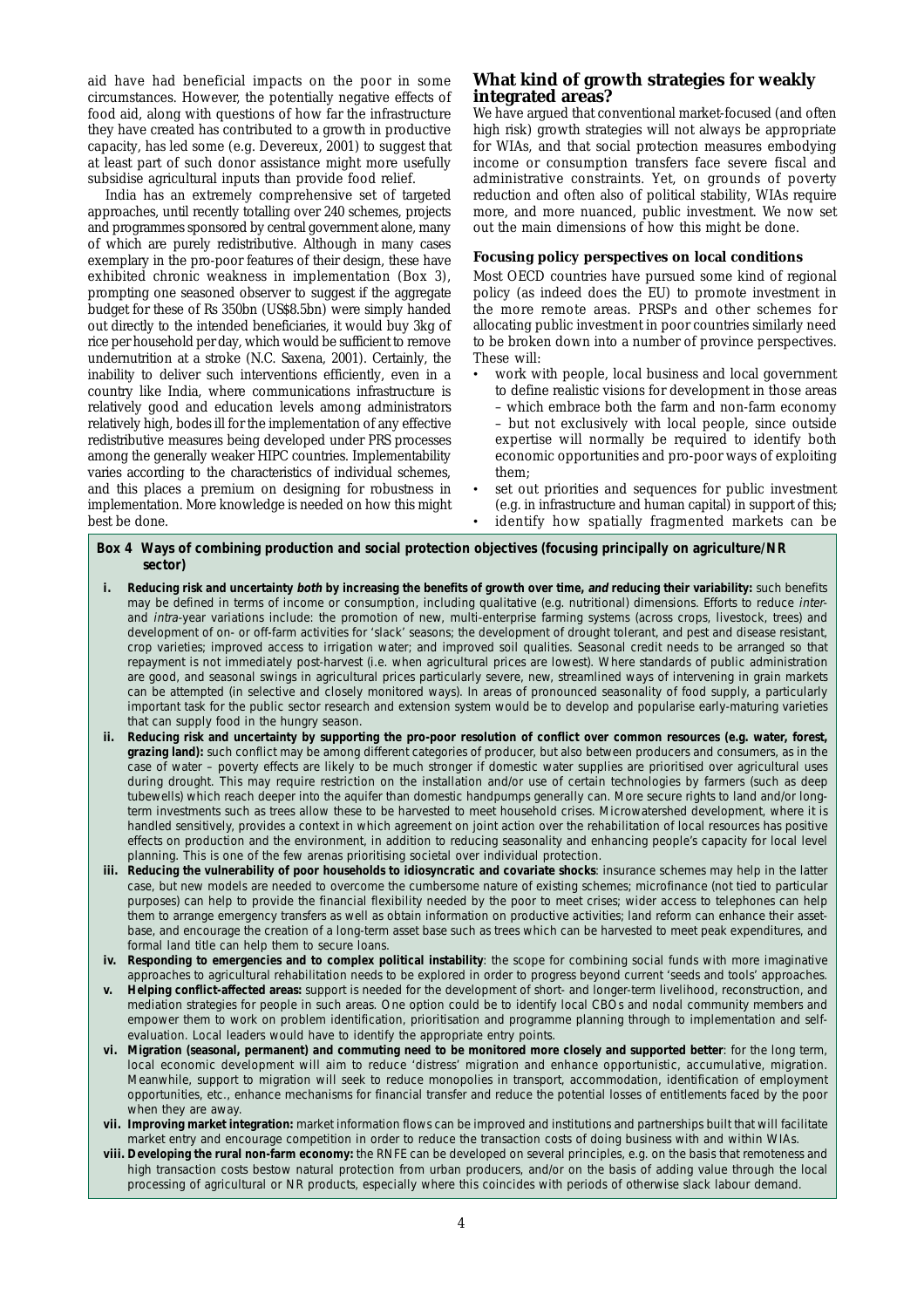aid have had beneficial impacts on the poor in some circumstances. However, the potentially negative effects of food aid, along with questions of how far the infrastructure they have created has contributed to a growth in productive capacity, has led some (e.g. Devereux, 2001) to suggest that at least part of such donor assistance might more usefully subsidise agricultural inputs than provide food relief.

India has an extremely comprehensive set of targeted approaches, until recently totalling over 240 schemes, projects and programmes sponsored by central government alone, many of which are purely redistributive. Although in many cases exemplary in the pro-poor features of their design, these have exhibited chronic weakness in implementation (Box 3), prompting one seasoned observer to suggest if the aggregate budget for these of Rs 350bn (US$8.5bn) were simply handed out directly to the intended beneficiaries, it would buy 3kg of rice per household per day, which would be sufficient to remove undernutrition at a stroke (N.C. Saxena, 2001). Certainly, the inability to deliver such interventions efficiently, even in a country like India, where communications infrastructure is relatively good and education levels among administrators relatively high, bodes ill for the implementation of any effective redistributive measures being developed under PRS processes among the generally weaker HIPC countries. Implementability varies according to the characteristics of individual schemes, and this places a premium on designing for robustness in implementation. More knowledge is needed on how this might best be done.

## What kind of growth strategies for weakly integrated areas?

We have argued that conventional market-focused (and often high risk) growth strategies will not always be appropriate for WIAs, and that social protection measures embodying income or consumption transfers face severe fiscal and administrative constraints. Yet, on grounds of poverty reduction and often also of political stability, WIAs require more, and more nuanced, public investment. We now set out the main dimensions of how this might be done.

### Focusing policy perspectives on local conditions

Most OECD countries have pursued some kind of regional policy (as indeed does the EU) to promote investment in the more remote areas. PRSPs and other schemes for allocating public investment in poor countries similarly need to be broken down into a number of province perspectives. These will:

- work with people, local business and local government to define realistic visions for development in those areas – which embrace both the farm and non-farm economy – but not exclusively with local people, since outside expertise will normally be required to identify both economic opportunities and pro-poor ways of exploiting them;
- set out priorities and sequences for public investment (e.g. in infrastructure and human capital) in support of this;
- identify how spatially fragmented markets can be

**Box 4 Ways of combining production and social protection objectives (focusing principally on agriculture/NR sector)**

**i. Reducing risk and uncertainty *both* by increasing the benefits of growth over time, *and* reducing their variability:** such benefits may be defined in terms of income or consumption, including qualitative (e.g. nutritional) dimensions. Efforts to reduce *inter-* and *intra-*year variations include: the promotion of new, multi-enterprise farming systems (across crops, livestock, trees) and development of on- or off-farm activities for 'slack' seasons; the development of drought tolerant, and pest and disease resistant, crop varieties; improved access to irrigation water; and improved soil qualities. Seasonal credit needs to be arranged so that repayment is not immediately post-harvest (i.e. when agricultural prices are lowest). Where standards of public administration are good, and seasonal swings in agricultural prices particularly severe, new, streamlined ways of intervening in grain markets can be attempted (in selective and closely monitored ways). In areas of pronounced seasonality of food supply, a particularly important task for the public sector research and extension system would be to develop and popularise early-maturing varieties that can supply food in the hungry season.

**ii. Reducing risk and uncertainty by supporting the pro-poor resolution of conflict over common resources (e.g. water, forest, grazing land):** such conflict may be among different categories of producer, but also between producers and consumers, as in the case of water – poverty effects are likely to be much stronger if domestic water supplies are prioritised over agricultural uses during drought. This may require restriction on the installation and/or use of certain technologies by farmers (such as deep tubewells) which reach deeper into the aquifer than domestic handpumps generally can. More secure rights to land and/or long-term investments such as trees allow these to be harvested to meet household crises. Microwatershed development, where it is handled sensitively, provides a context in which agreement on joint action over the rehabilitation of local resources has positive effects on production and the environment, in addition to reducing seasonality and enhancing people's capacity for local level planning. This is one of the few arenas prioritising societal over individual protection.

**iii. Reducing the vulnerability of poor households to idiosyncratic and covariate shocks**: insurance schemes may help in the latter case, but new models are needed to overcome the cumbersome nature of existing schemes; microfinance (not tied to particular purposes) can help to provide the financial flexibility needed by the poor to meet crises; wider access to telephones can help them to arrange emergency transfers as well as obtain information on productive activities; land reform can enhance their asset-base, and encourage the creation of a long-term asset base such as trees which can be harvested to meet peak expenditures, and formal land title can help them to secure loans.

**iv. Responding to emergencies and to complex political instability**: the scope for combining social funds with more imaginative approaches to agricultural rehabilitation needs to be explored in order to progress beyond current 'seeds and tools' approaches.

**v. Helping conflict-affected areas:** support is needed for the development of short- and longer-term livelihood, reconstruction, and mediation strategies for people in such areas. One option could be to identify local CBOs and nodal community members and empower them to work on problem identification, prioritisation and programme planning through to implementation and self-evaluation. Local leaders would have to identify the appropriate entry points.

**vi. Migration (seasonal, permanent) and commuting need to be monitored more closely and supported better**: for the long term, local economic development will aim to reduce 'distress' migration and enhance opportunistic, accumulative, migration. Meanwhile, support to migration will seek to reduce monopolies in transport, accommodation, identification of employment opportunities, etc., enhance mechanisms for financial transfer and reduce the potential losses of entitlements faced by the poor when they are away.

**vii. Improving market integration:** market information flows can be improved and institutions and partnerships built that will facilitate market entry and encourage competition in order to reduce the transaction costs of doing business with and within WIAs.

**viii. Developing the rural non-farm economy:** the RNFE can be developed on several principles, e.g. on the basis that remoteness and high transaction costs bestow natural protection from urban producers, and/or on the basis of adding value through the local processing of agricultural or NR products, especially where this coincides with periods of otherwise slack labour demand.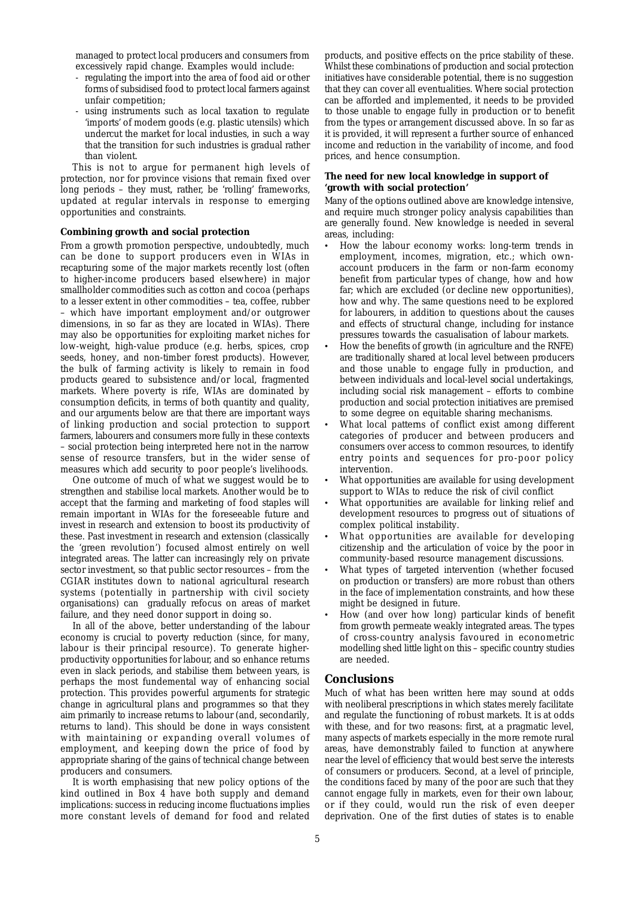managed to protect local producers and consumers from excessively rapid change. Examples would include:

- regulating the import into the area of food aid or other forms of subsidised food to protect local farmers against unfair competition;
- using instruments such as local taxation to regulate 'imports' of modern goods (e.g. plastic utensils) which undercut the market for local industies, in such a way that the transition for such industries is gradual rather than violent.

This is not to argue for permanent high levels of protection, nor for province visions that remain fixed over long periods – they must, rather, be 'rolling' frameworks, updated at regular intervals in response to emerging opportunities and constraints.

**Combining growth and social protection**

From a growth promotion perspective, undoubtedly, much can be done to support producers even in WIAs in recapturing some of the major markets recently lost (often to higher-income producers based elsewhere) in major smallholder commodities such as cotton and cocoa (perhaps to a lesser extent in other commodities – tea, coffee, rubber – which have important employment and/or outgrower dimensions, in so far as they are located in WIAs). There may also be opportunities for exploiting market niches for low-weight, high-value produce (e.g. herbs, spices, crop seeds, honey, and non-timber forest products). However, the bulk of farming activity is likely to remain in food products geared to subsistence and/or local, fragmented markets. Where poverty is rife, WIAs are dominated by consumption deficits, in terms of both quantity and quality, and our arguments below are that there are important ways of linking production and social protection to support farmers, labourers and consumers more fully in these contexts – social protection being interpreted here not in the narrow sense of resource transfers, but in the wider sense of measures which add security to poor people's livelihoods.

One outcome of much of what we suggest would be to strengthen and stabilise local markets. Another would be to accept that the farming and marketing of food staples will remain important in WIAs for the foreseeable future and invest in research and extension to boost its productivity of these. Past investment in research and extension (classically the 'green revolution') focused almost entirely on well integrated areas. The latter can increasingly rely on private sector investment, so that public sector resources – from the CGIAR institutes down to national agricultural research systems (potentially in partnership with civil society organisations) can gradually refocus on areas of market failure, and they need donor support in doing so.

In all of the above, better understanding of the labour economy is crucial to poverty reduction (since, for many, labour is their principal resource). To generate higher-productivity opportunities for labour, and so enhance returns even in slack periods, and stabilise them between years, is perhaps the most fundemental way of enhancing social protection. This provides powerful arguments for strategic change in agricultural plans and programmes so that they aim primarily to increase returns to labour (and, secondarily, returns to land). This should be done in ways consistent with maintaining or expanding overall volumes of employment, and keeping down the price of food by appropriate sharing of the gains of technical change between producers and consumers.

It is worth emphasising that new policy options of the kind outlined in Box 4 have both supply and demand implications: success in reducing income fluctuations implies more constant levels of demand for food and related products, and positive effects on the price stability of these. Whilst these combinations of production and social protection initiatives have considerable potential, there is no suggestion that they can cover all eventualities. Where social protection can be afforded and implemented, it needs to be provided to those unable to engage fully in production or to benefit from the types or arrangement discussed above. In so far as it is provided, it will represent a further source of enhanced income and reduction in the variability of income, and food prices, and hence consumption.

**The need for new local knowledge in support of 'growth with social protection'**

Many of the options outlined above are knowledge intensive, and require much stronger policy analysis capabilities than are generally found. New knowledge is needed in several areas, including:

- How the labour economy works: long-term trends in employment, incomes, migration, etc.; which own-account producers in the farm or non-farm economy benefit from particular types of change, how and how far; which are excluded (or decline new opportunities), how and why. The same questions need to be explored for labourers, in addition to questions about the causes and effects of structural change, including for instance pressures towards the casualisation of labour markets.
- How the benefits of growth (in agriculture and the RNFE) are traditionally shared at local level between producers and those unable to engage fully in production, and between individuals and local-level social undertakings, including social risk management – efforts to combine production and social protection initiatives are premised to some degree on equitable sharing mechanisms.
- What local patterns of conflict exist among different categories of producer and between producers and consumers over access to common resources, to identify entry points and sequences for pro-poor policy intervention.
- What opportunities are available for using development support to WIAs to reduce the risk of civil conflict
- What opportunities are available for linking relief and development resources to progress out of situations of complex political instability.
- What opportunities are available for developing citizenship and the articulation of voice by the poor in community-based resource management discussions.
- What types of targeted intervention (whether focused on production or transfers) are more robust than others in the face of implementation constraints, and how these might be designed in future.
- How (and over how long) particular kinds of benefit from growth permeate weakly integrated areas. The types of cross-country analysis favoured in econometric modelling shed little light on this – specific country studies are needed.

## Conclusions

Much of what has been written here may sound at odds with neoliberal prescriptions in which states merely facilitate and regulate the functioning of robust markets. It is at odds with these, and for two reasons: first, at a pragmatic level, many aspects of markets especially in the more remote rural areas, have demonstrably failed to function at anywhere near the level of efficiency that would best serve the interests of consumers or producers. Second, at a level of principle, the conditions faced by many of the poor are such that they cannot engage fully in markets, even for their own labour, or if they could, would run the risk of even deeper deprivation. One of the first duties of states is to enable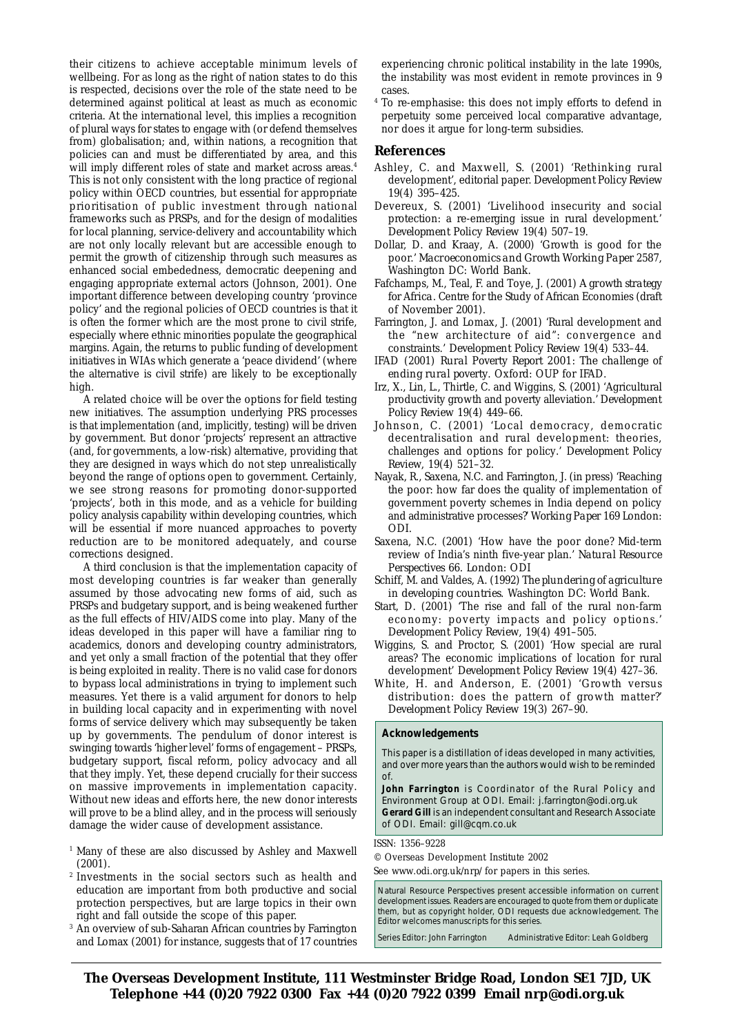their citizens to achieve acceptable minimum levels of wellbeing. For as long as the right of nation states to do this is respected, decisions over the role of the state need to be determined against political at least as much as economic criteria. At the international level, this implies a recognition of plural ways for states to engage with (or defend themselves from) globalisation; and, within nations, a recognition that policies can and must be differentiated by area, and this will imply different roles of state and market across areas.[4] This is not only consistent with the long practice of regional policy within OECD countries, but essential for appropriate prioritisation of public investment through national frameworks such as PRSPs, and for the design of modalities for local planning, service-delivery and accountability which are not only locally relevant but are accessible enough to permit the growth of citizenship through such measures as enhanced social embededness, democratic deepening and engaging appropriate external actors (Johnson, 2001). One important difference between developing country 'province policy' and the regional policies of OECD countries is that it is often the former which are the most prone to civil strife, especially where ethnic minorities populate the geographical margins. Again, the returns to public funding of development initiatives in WIAs which generate a 'peace dividend' (where the alternative is civil strife) are likely to be exceptionally high.

A related choice will be over the options for field testing new initiatives. The assumption underlying PRS processes is that implementation (and, implicitly, testing) will be driven by government. But donor 'projects' represent an attractive (and, for governments, a low-risk) alternative, providing that they are designed in ways which do not step unrealistically beyond the range of options open to government. Certainly, we see strong reasons for promoting donor-supported 'projects', both in this mode, and as a vehicle for building policy analysis capability within developing countries, which will be essential if more nuanced approaches to poverty reduction are to be monitored adequately, and course corrections designed.

A third conclusion is that the implementation capacity of most developing countries is far weaker than generally assumed by those advocating new forms of aid, such as PRSPs and budgetary support, and is being weakened further as the full effects of HIV/AIDS come into play. Many of the ideas developed in this paper will have a familiar ring to academics, donors and developing country administrators, and yet only a small fraction of the potential that they offer is being exploited in reality. There is no valid case for donors to bypass local administrations in trying to implement such measures. Yet there is a valid argument for donors to help in building local capacity and in experimenting with novel forms of service delivery which may subsequently be taken up by governments. The pendulum of donor interest is swinging towards 'higher level' forms of engagement – PRSPs, budgetary support, fiscal reform, policy advocacy and all that they imply. Yet, these depend crucially for their success on massive improvements in implementation capacity. Without new ideas and efforts here, the new donor interests will prove to be a blind alley, and in the process will seriously damage the wider cause of development assistance.

[1] Many of these are also discussed by Ashley and Maxwell (2001).

[2] Investments in the social sectors such as health and education are important from both productive and social protection perspectives, but are large topics in their own right and fall outside the scope of this paper.

[3] An overview of sub-Saharan African countries by Farrington and Lomax (2001) for instance, suggests that of 17 countries experiencing chronic political instability in the late 1990s, the instability was most evident in remote provinces in 9 cases.

[4] To re-emphasise: this does not imply efforts to defend in perpetuity some perceived local comparative advantage, nor does it argue for long-term subsidies.

## References

Ashley, C. and Maxwell, S. (2001) 'Rethinking rural development', editorial paper. *Development Policy Review* 19(4) 395–425.

Devereux, S. (2001) 'Livelihood insecurity and social protection: a re-emerging issue in rural development.' *Development Policy Review* 19(4) 507–19.

Dollar, D. and Kraay, A. (2000) 'Growth is good for the poor.' *Macroeconomics and Growth Working Paper 2587*, Washington DC: World Bank.

Fafchamps, M., Teal, F. and Toye, J. (2001) *A growth strategy for Africa*. Centre for the Study of African Economies (draft of November 2001).

Farrington, J. and Lomax, J. (2001) 'Rural development and the "new architecture of aid": convergence and constraints.' *Development Policy Review* 19(4) 533–44.

IFAD (2001) *Rural Poverty Report 2001: The challenge of ending rural poverty*. Oxford: OUP for IFAD.

Irz, X., Lin, L., Thirtle, C. and Wiggins, S. (2001) 'Agricultural productivity growth and poverty alleviation.' *Development Policy Review* 19(4) 449–66.

Johnson, C. (2001) 'Local democracy, democratic decentralisation and rural development: theories, challenges and options for policy.' *Development Policy Review*, 19(4) 521–32.

Nayak, R., Saxena, N.C. and Farrington, J. (in press) 'Reaching the poor: how far does the quality of implementation of government poverty schemes in India depend on policy and administrative processes?' *Working Paper 169* London: ODI.

Saxena, N.C. (2001) 'How have the poor done? Mid-term review of India's ninth five-year plan.' *Natural Resource Perspectives 66*. London: ODI

Schiff, M. and Valdes, A. (1992) *The plundering of agriculture in developing countries*. Washington DC: World Bank.

Start, D. (2001) 'The rise and fall of the rural non-farm economy: poverty impacts and policy options.' *Development Policy Review*, 19(4) 491–505.

Wiggins, S. and Proctor, S. (2001) 'How special are rural areas? The economic implications of location for rural development' *Development Policy Review* 19(4) 427–36.

White, H. and Anderson, E. (2001) 'Growth versus distribution: does the pattern of growth matter?' *Development Policy Review* 19(3) 267–90.

**Acknowledgements**

This paper is a distillation of ideas developed in many activities, and over more years than the authors would wish to be reminded of.

**John Farrington** is Coordinator of the Rural Policy and Environment Group at ODI. Email: j.farrington@odi.org.uk

**Gerard Gill** is an independent consultant and Research Associate of ODI. Email: gill@cqm.co.uk

ISSN: 1356–9228

© Overseas Development Institute 2002

See www.odi.org.uk/nrp/ for papers in this series.

Natural Resource Perspectives present accessible information on current development issues. Readers are encouraged to quote from them or duplicate them, but as copyright holder, ODI requests due acknowledgement. The Editor welcomes manuscripts for this series.

Series Editor: John Farrington Administrative Editor: Leah Goldberg

**The Overseas Development Institute, 111 Westminster Bridge Road, London SE1 7JD, UK**
**Telephone +44 (0)20 7922 0300 Fax +44 (0)20 7922 0399 Email nrp@odi.org.uk**